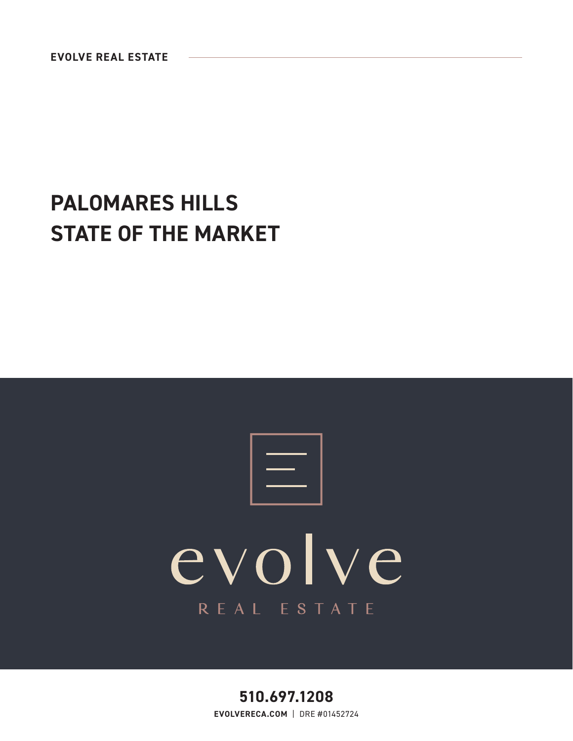EVOLVE REAL ESTATE

# PALOMARES HILLS STATE OF THE MARKET

evolve

REAL ESTATE

**510.697.1208**

**EVOLVERECA.COM** | DRE #01452724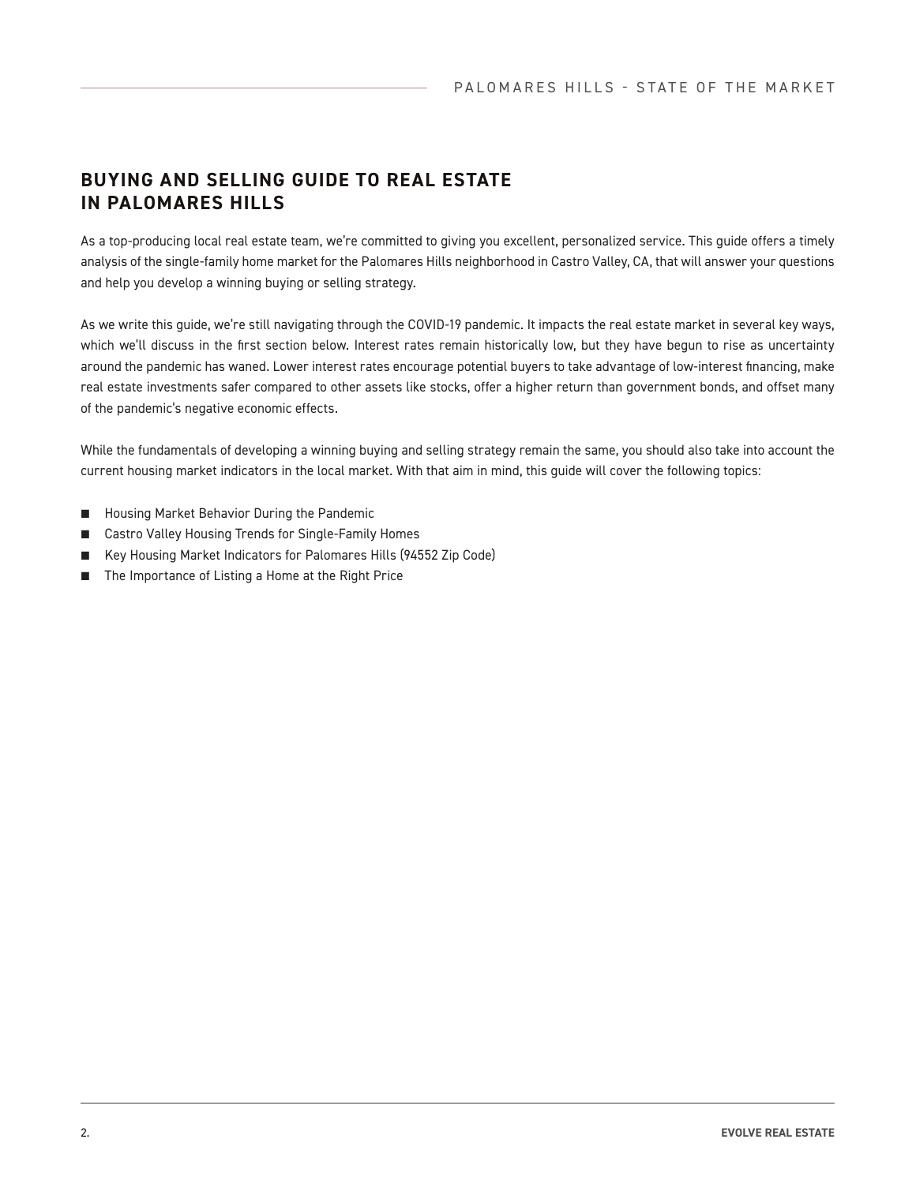## BUYING AND SELLING GUIDE TO REAL ESTATE IN PALOMARES HILLS

As a top-producing local real estate team, we're committed to giving you excellent, personalized service. This guide offers a timely analysis of the single-family home market for the Palomares Hills neighborhood in Castro Valley, CA, that will answer your questions and help you develop a winning buying or selling strategy.

As we write this guide, we're still navigating through the COVID-19 pandemic. It impacts the real estate market in several key ways, which we'll discuss in the first section below. Interest rates remain historically low, but they have begun to rise as uncertainty around the pandemic has waned. Lower interest rates encourage potential buyers to take advantage of low-interest financing, make real estate investments safer compared to other assets like stocks, offer a higher return than government bonds, and offset many of the pandemic's negative economic effects.

While the fundamentals of developing a winning buying and selling strategy remain the same, you should also take into account the current housing market indicators in the local market. With that aim in mind, this guide will cover the following topics:

- Housing Market Behavior During the Pandemic
- Castro Valley Housing Trends for Single-Family Homes
- Key Housing Market Indicators for Palomares Hills (94552 Zip Code)
- The Importance of Listing a Home at the Right Price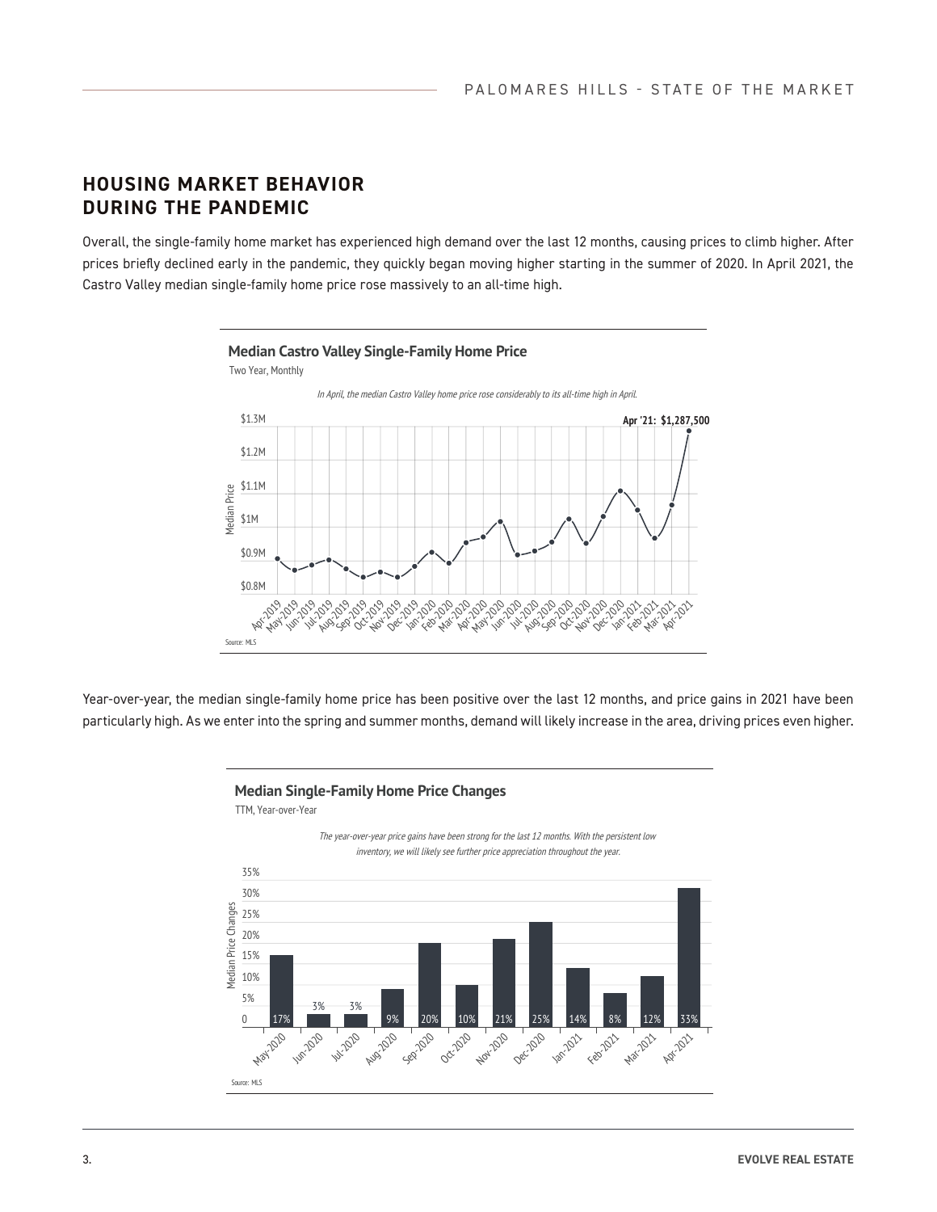## HOUSING MARKET BEHAVIOR DURING THE PANDEMIC

Overall, the single-family home market has experienced high demand over the last 12 months, causing prices to climb higher. After prices briefly declined early in the pandemic, they quickly began moving higher starting in the summer of 2020. In April 2021, the Castro Valley median single-family home price rose massively to an all-time high.

**Median Castro Valley Single-Family Home Price**

Two Year, Monthly

*In April, the median Castro Valley home price rose considerably to its all-time high in April.*

Apr '21: $1,287,500

Median Price

$1.3M
$1.2M
$1.1M
$1M
$0.9M
$0.8M

Apr-2019 May-2019 Jun-2019 Jul-2019 Aug-2019 Sep-2019 Oct-2019 Nov-2019 Dec-2019 Jan-2020 Feb-2020 Mar-2020 Apr-2020 May-2020 Jun-2020 Jul-2020 Aug-2020 Sep-2020 Oct-2020 Nov-2020 Dec-2020 Jan-2021 Feb-2021 Mar-2021 Apr-2021

Source: MLS

Year-over-year, the median single-family home price has been positive over the last 12 months, and price gains in 2021 have been particularly high. As we enter into the spring and summer months, demand will likely increase in the area, driving prices even higher.

**Median Single-Family Home Price Changes**

TTM, Year-over-Year

*The year-over-year price gains have been strong for the last 12 months. With the persistent low inventory, we will likely see further price appreciation throughout the year.*

Median Price Changes

35%
30%
25%
20%
15%
10%
5%
0

17% 3% 3% 9% 20% 10% 21% 25% 14% 8% 12% 33%

May-2020 Jun-2020 Jul-2020 Aug-2020 Sep-2020 Oct-2020 Nov-2020 Dec-2020 Jan-2021 Feb-2021 Mar-2021 Apr-2021

Source: MLS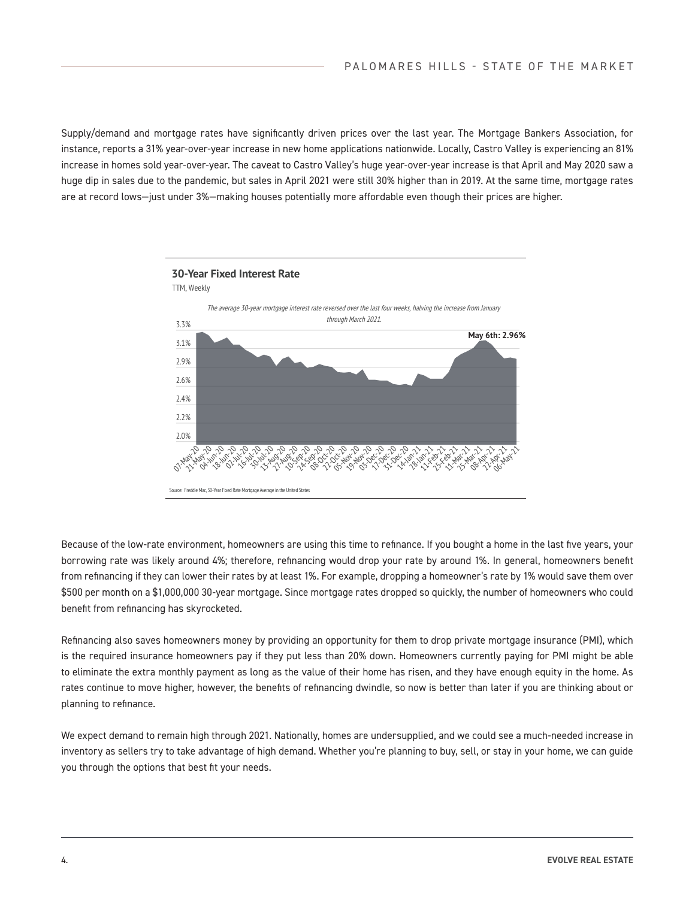Supply/demand and mortgage rates have significantly driven prices over the last year. The Mortgage Bankers Association, for instance, reports a 31% year-over-year increase in new home applications nationwide. Locally, Castro Valley is experiencing an 81% increase in homes sold year-over-year. The caveat to Castro Valley's huge year-over-year increase is that April and May 2020 saw a huge dip in sales due to the pandemic, but sales in April 2021 were still 30% higher than in 2019. At the same time, mortgage rates are at record lows—just under 3%—making houses potentially more affordable even though their prices are higher.

**30-Year Fixed Interest Rate**

TTM, Weekly

*The average 30-year mortgage interest rate reversed over the last four weeks, halving the increase from January through March 2021.*

**May 6th: 2.96%**

3.3%
3.1%
2.9%
2.6%
2.4%
2.2%
2.0%

07-May-20, 21-May-20, 04-Jun-20, 18-Jun-20, 02-Jul-20, 16-Jul-20, 30-Jul-20, 13-Aug-20, 27-Aug-20, 10-Sep-20, 24-Sep-20, 08-Oct-20, 22-Oct-20, 05-Nov-20, 19-Nov-20, 03-Dec-20, 17-Dec-20, 31-Dec-20, 14-Jan-21, 28-Jan-21, 11-Feb-21, 25-Feb-21, 11-Mar-21, 25-Mar-21, 08-Apr-21, 22-Apr-21, 06-May-21

Source: Freddie Mac, 30-Year Fixed Rate Mortgage Average in the United States

Because of the low-rate environment, homeowners are using this time to refinance. If you bought a home in the last five years, your borrowing rate was likely around 4%; therefore, refinancing would drop your rate by around 1%. In general, homeowners benefit from refinancing if they can lower their rates by at least 1%. For example, dropping a homeowner's rate by 1% would save them over $500 per month on a $1,000,000 30-year mortgage. Since mortgage rates dropped so quickly, the number of homeowners who could benefit from refinancing has skyrocketed.

Refinancing also saves homeowners money by providing an opportunity for them to drop private mortgage insurance (PMI), which is the required insurance homeowners pay if they put less than 20% down. Homeowners currently paying for PMI might be able to eliminate the extra monthly payment as long as the value of their home has risen, and they have enough equity in the home. As rates continue to move higher, however, the benefits of refinancing dwindle, so now is better than later if you are thinking about or planning to refinance.

We expect demand to remain high through 2021. Nationally, homes are undersupplied, and we could see a much-needed increase in inventory as sellers try to take advantage of high demand. Whether you're planning to buy, sell, or stay in your home, we can guide you through the options that best fit your needs.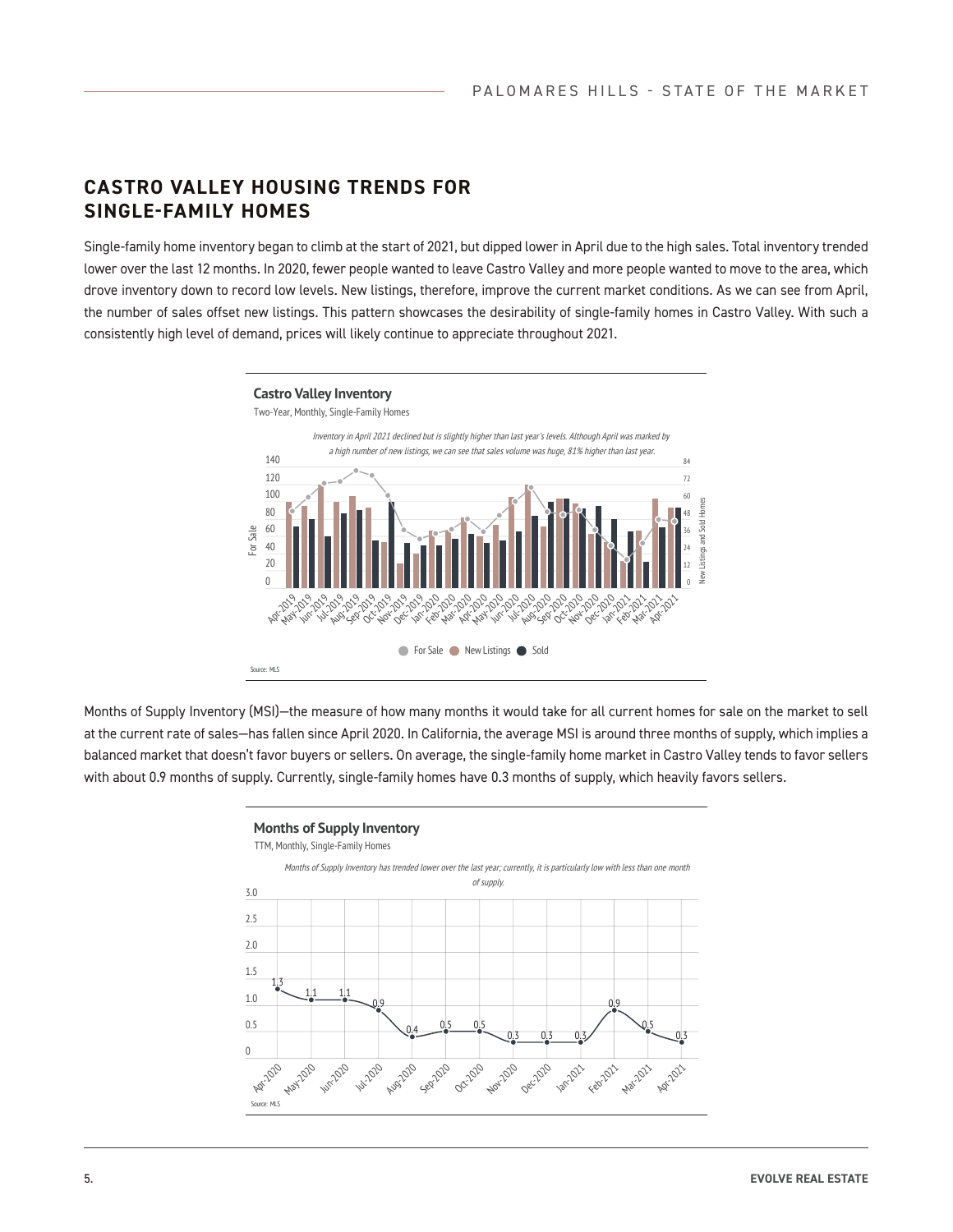## CASTRO VALLEY HOUSING TRENDS FOR SINGLE-FAMILY HOMES

Single-family home inventory began to climb at the start of 2021, but dipped lower in April due to the high sales. Total inventory trended lower over the last 12 months. In 2020, fewer people wanted to leave Castro Valley and more people wanted to move to the area, which drove inventory down to record low levels. New listings, therefore, improve the current market conditions. As we can see from April, the number of sales offset new listings. This pattern showcases the desirability of single-family homes in Castro Valley. With such a consistently high level of demand, prices will likely continue to appreciate throughout 2021.

**Castro Valley Inventory**

Two-Year, Monthly, Single-Family Homes

*Inventory in April 2021 declined but is slightly higher than last year's levels. Although April was marked by a high number of new listings, we can see that sales volume was huge, 81% higher than last year.*

For Sale: 0, 20, 40, 60, 80, 100, 120, 140

New Listings and Sold Homes: 0, 12, 24, 36, 48, 60, 72, 84

Apr-2019, May-2019, Jun-2019, Jul-2019, Aug-2019, Sep-2019, Oct-2019, Nov-2019, Dec-2019, Jan-2020, Feb-2020, Mar-2020, Apr-2020, May-2020, Jun-2020, Jul-2020, Aug-2020, Sep-2020, Oct-2020, Nov-2020, Dec-2020, Jan-2021, Feb-2021, Mar-2021, Apr-2021

For Sale, New Listings, Sold

Source: MLS

Months of Supply Inventory (MSI)—the measure of how many months it would take for all current homes for sale on the market to sell at the current rate of sales—has fallen since April 2020. In California, the average MSI is around three months of supply, which implies a balanced market that doesn't favor buyers or sellers. On average, the single-family home market in Castro Valley tends to favor sellers with about 0.9 months of supply. Currently, single-family homes have 0.3 months of supply, which heavily favors sellers.

**Months of Supply Inventory**

TTM, Monthly, Single-Family Homes

*Months of Supply Inventory has trended lower over the last year; currently, it is particularly low with less than one month of supply.*

0, 0.5, 1.0, 1.5, 2.0, 2.5, 3.0

1.3, 1.1, 1.1, 0.9, 0.4, 0.5, 0.5, 0.3, 0.3, 0.3, 0.9, 0.5, 0.3

Apr-2020, May-2020, Jun-2020, Jul-2020, Aug-2020, Sep-2020, Oct-2020, Nov-2020, Dec-2020, Jan-2021, Feb-2021, Mar-2021, Apr-2021

Source: MLS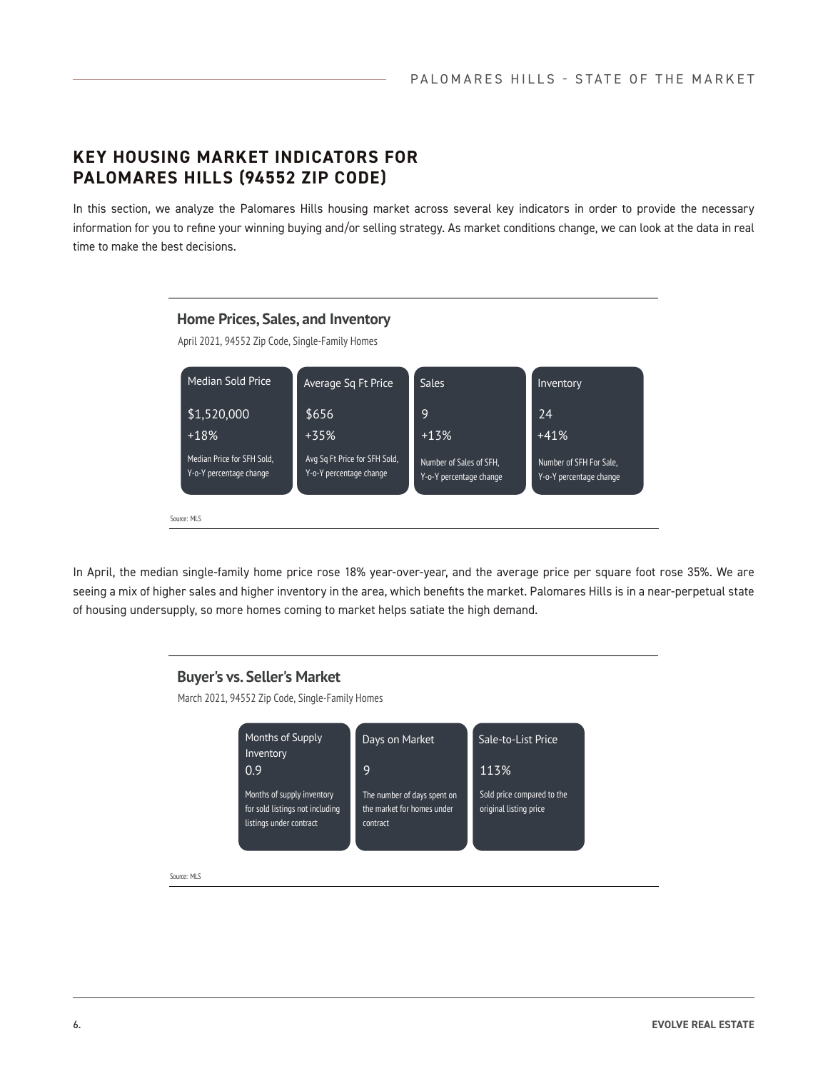## KEY HOUSING MARKET INDICATORS FOR PALOMARES HILLS (94552 ZIP CODE)

In this section, we analyze the Palomares Hills housing market across several key indicators in order to provide the necessary information for you to refine your winning buying and/or selling strategy. As market conditions change, we can look at the data in real time to make the best decisions.

### Home Prices, Sales, and Inventory

April 2021, 94552 Zip Code, Single-Family Homes

| Median Sold Price | Average Sq Ft Price | Sales | Inventory |
|---|---|---|---|
| $1,520,000 | $656 | 9 | 24 |
| +18% | +35% | +13% | +41% |
| Median Price for SFH Sold, Y-o-Y percentage change | Avg Sq Ft Price for SFH Sold, Y-o-Y percentage change | Number of Sales of SFH, Y-o-Y percentage change | Number of SFH For Sale, Y-o-Y percentage change |

Source: MLS

In April, the median single-family home price rose 18% year-over-year, and the average price per square foot rose 35%. We are seeing a mix of higher sales and higher inventory in the area, which benefits the market. Palomares Hills is in a near-perpetual state of housing undersupply, so more homes coming to market helps satiate the high demand.

### Buyer's vs. Seller's Market

March 2021, 94552 Zip Code, Single-Family Homes

| Months of Supply Inventory | Days on Market | Sale-to-List Price |
|---|---|---|
| 0.9 | 9 | 113% |
| Months of supply inventory for sold listings not including listings under contract | The number of days spent on the market for homes under contract | Sold price compared to the original listing price |

Source: MLS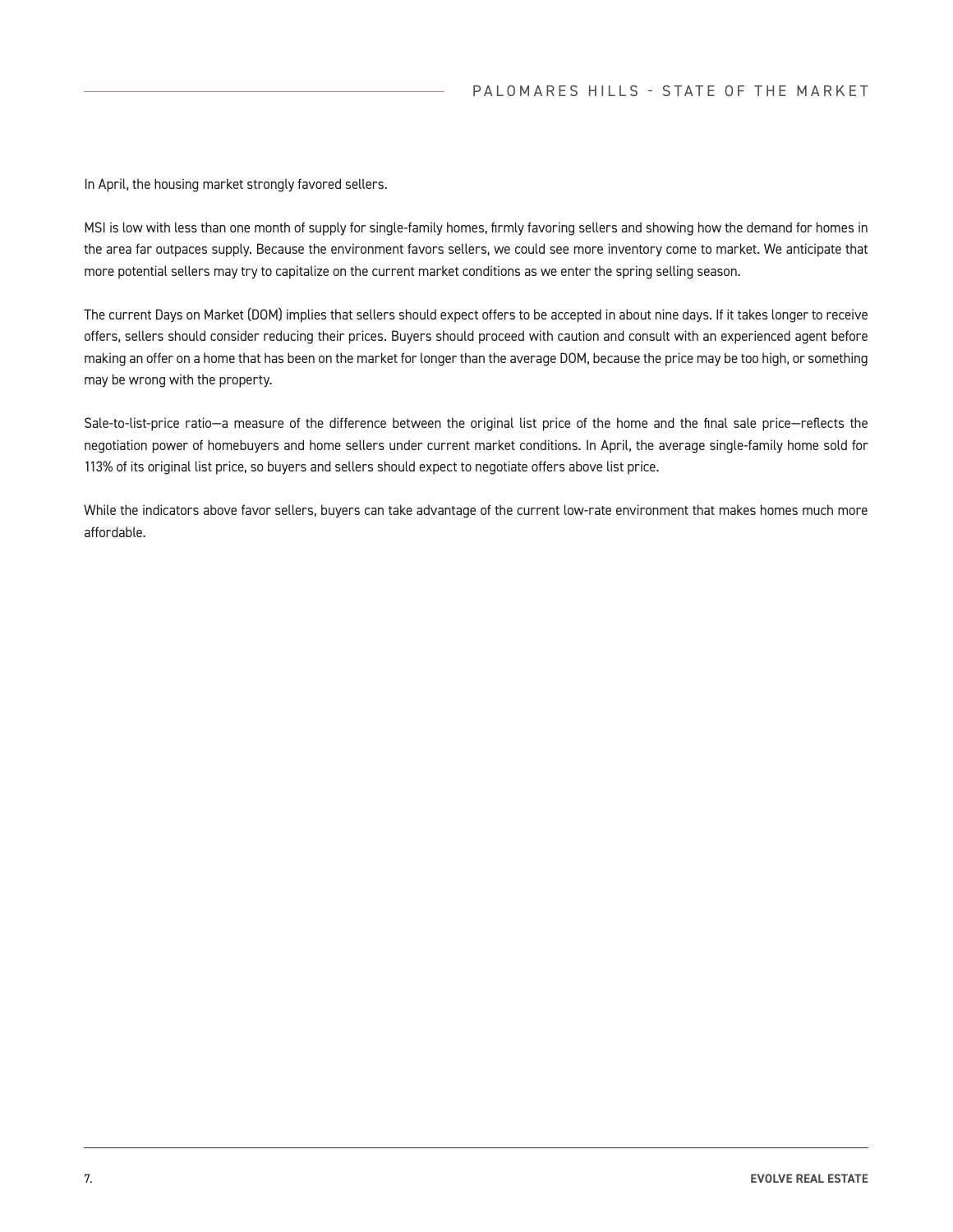In April, the housing market strongly favored sellers.

MSI is low with less than one month of supply for single-family homes, firmly favoring sellers and showing how the demand for homes in the area far outpaces supply. Because the environment favors sellers, we could see more inventory come to market. We anticipate that more potential sellers may try to capitalize on the current market conditions as we enter the spring selling season.

The current Days on Market (DOM) implies that sellers should expect offers to be accepted in about nine days. If it takes longer to receive offers, sellers should consider reducing their prices. Buyers should proceed with caution and consult with an experienced agent before making an offer on a home that has been on the market for longer than the average DOM, because the price may be too high, or something may be wrong with the property.

Sale-to-list-price ratio—a measure of the difference between the original list price of the home and the final sale price—reflects the negotiation power of homebuyers and home sellers under current market conditions. In April, the average single-family home sold for 113% of its original list price, so buyers and sellers should expect to negotiate offers above list price.

While the indicators above favor sellers, buyers can take advantage of the current low-rate environment that makes homes much more affordable.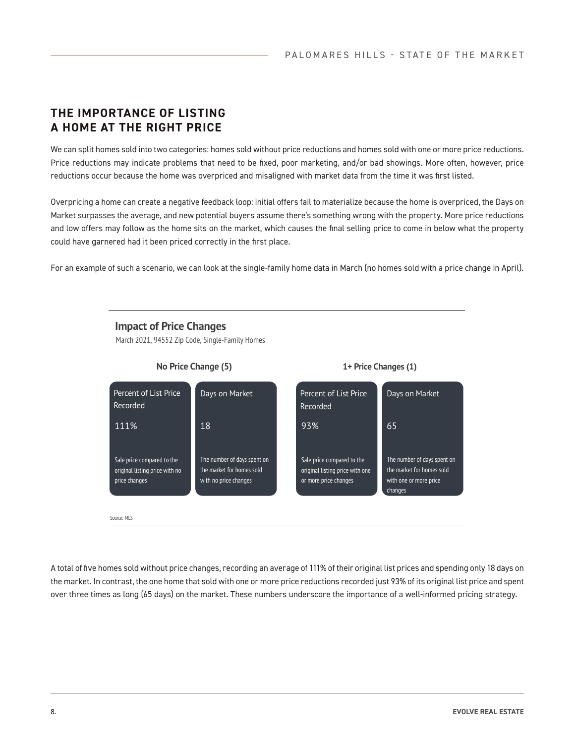## THE IMPORTANCE OF LISTING A HOME AT THE RIGHT PRICE

We can split homes sold into two categories: homes sold without price reductions and homes sold with one or more price reductions. Price reductions may indicate problems that need to be fixed, poor marketing, and/or bad showings. More often, however, price reductions occur because the home was overpriced and misaligned with market data from the time it was first listed.

Overpricing a home can create a negative feedback loop: initial offers fail to materialize because the home is overpriced, the Days on Market surpasses the average, and new potential buyers assume there's something wrong with the property. More price reductions and low offers may follow as the home sits on the market, which causes the final selling price to come in below what the property could have garnered had it been priced correctly in the first place.

For an example of such a scenario, we can look at the single-family home data in March (no homes sold with a price change in April).

### Impact of Price Changes

March 2021, 94552 Zip Code, Single-Family Homes

**No Price Change (5)**

Percent of List Price Recorded
111%
Sale price compared to the original listing price with no price changes

Days on Market
18
The number of days spent on the market for homes sold with no price changes

**1+ Price Changes (1)**

Percent of List Price Recorded
93%
Sale price compared to the original listing price with one or more price changes

Days on Market
65
The number of days spent on the market for homes sold with one or more price changes

Source: MLS

A total of five homes sold without price changes, recording an average of 111% of their original list prices and spending only 18 days on the market. In contrast, the one home that sold with one or more price reductions recorded just 93% of its original list price and spent over three times as long (65 days) on the market. These numbers underscore the importance of a well-informed pricing strategy.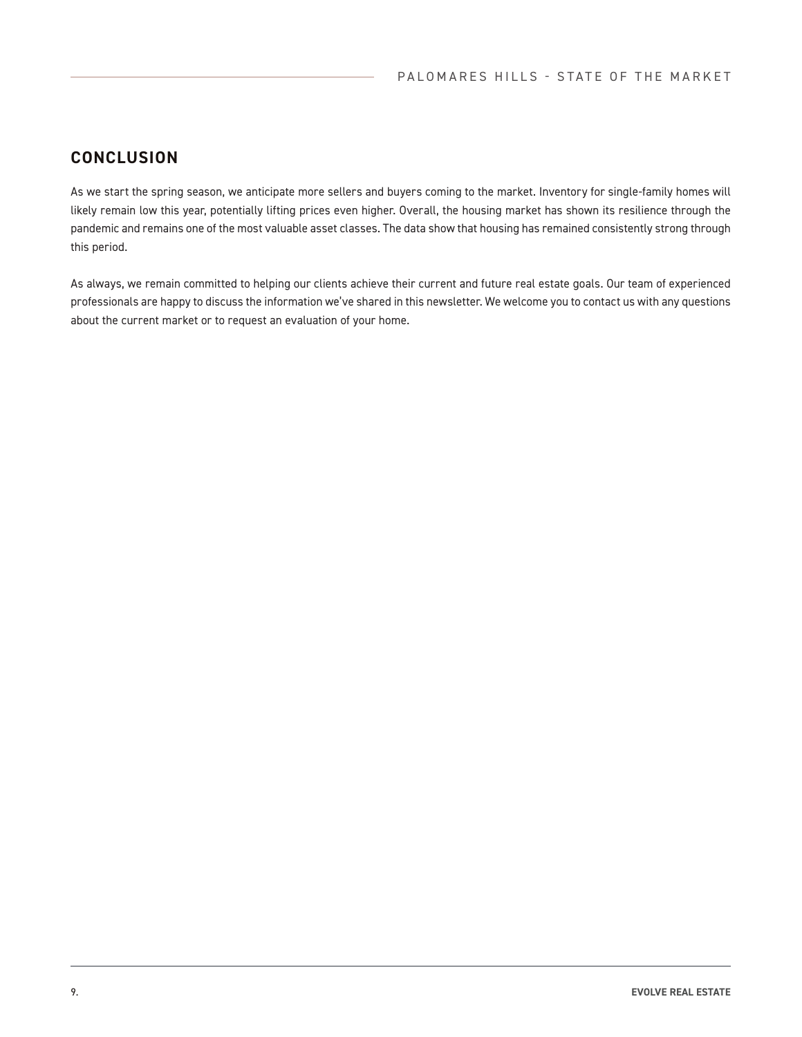## CONCLUSION

As we start the spring season, we anticipate more sellers and buyers coming to the market. Inventory for single-family homes will likely remain low this year, potentially lifting prices even higher. Overall, the housing market has shown its resilience through the pandemic and remains one of the most valuable asset classes. The data show that housing has remained consistently strong through this period.

As always, we remain committed to helping our clients achieve their current and future real estate goals. Our team of experienced professionals are happy to discuss the information we've shared in this newsletter. We welcome you to contact us with any questions about the current market or to request an evaluation of your home.